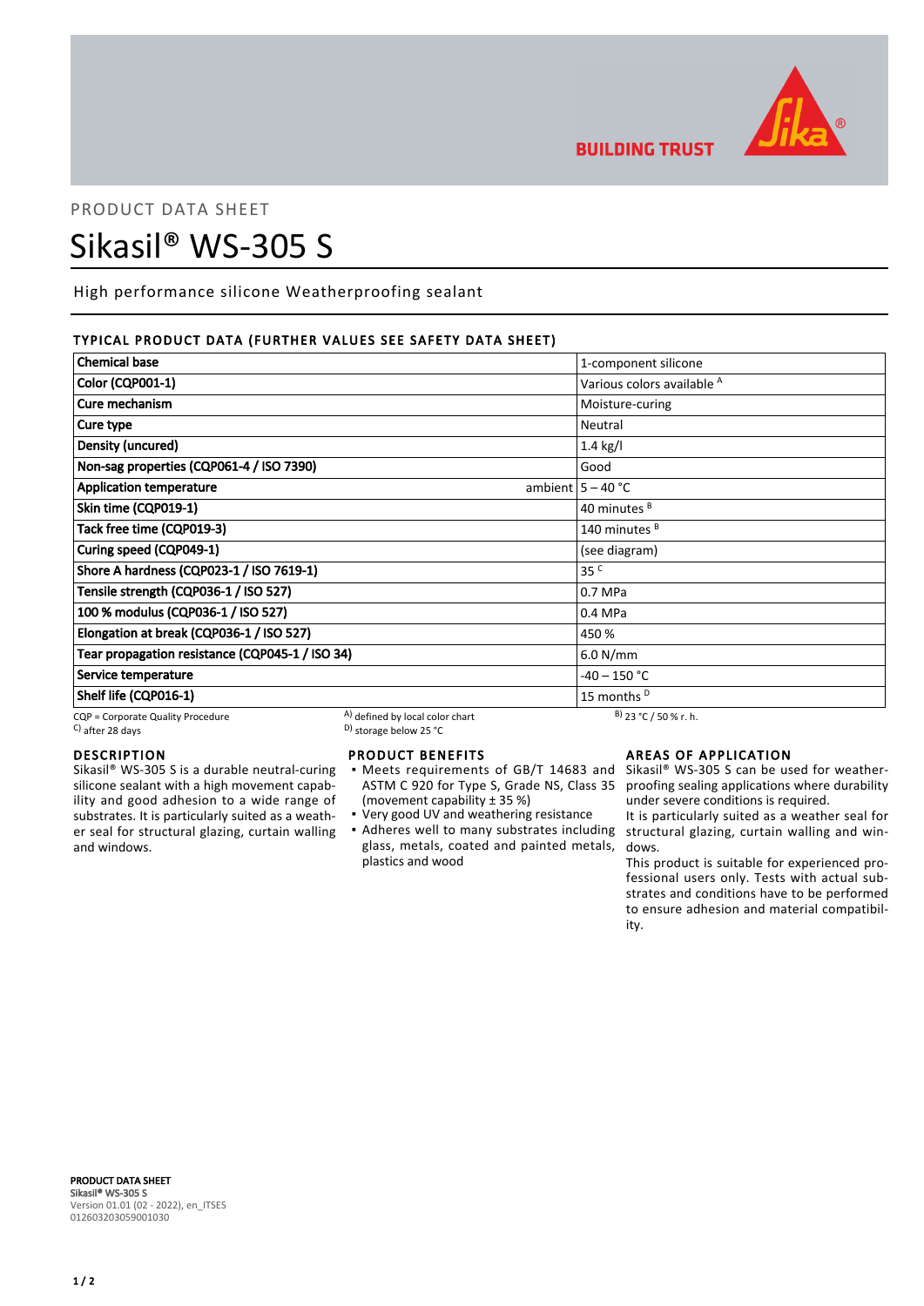PRODUCT DATA SHEET

# Sikasil® WS-305 S

High performance silicone Weatherproofing sealant

## TYPICAL PRODUCT DATA (FURTHER VALUES SEE SAFETY DATA SHEET)

| Property | | Value |
|---|---|---|
| **Chemical base** | | 1-component silicone |
| **Color (CQP001-1)** | | Various colors available [A] |
| **Cure mechanism** | | Moisture-curing |
| **Cure type** | | Neutral |
| **Density (uncured)** | | 1.4 kg/l |
| **Non-sag properties (CQP061-4 / ISO 7390)** | | Good |
| **Application temperature** | ambient | 5 – 40 °C |
| **Skin time (CQP019-1)** | | 40 minutes [B] |
| **Tack free time (CQP019-3)** | | 140 minutes [B] |
| **Curing speed (CQP049-1)** | | (see diagram) |
| **Shore A hardness (CQP023-1 / ISO 7619-1)** | | 35 [C] |
| **Tensile strength (CQP036-1 / ISO 527)** | | 0.7 MPa |
| **100 % modulus (CQP036-1 / ISO 527)** | | 0.4 MPa |
| **Elongation at break (CQP036-1 / ISO 527)** | | 450 % |
| **Tear propagation resistance (CQP045-1 / ISO 34)** | | 6.0 N/mm |
| **Service temperature** | | -40 – 150 °C |
| **Shelf life (CQP016-1)** | | 15 months [D] |

CQP = Corporate Quality Procedure
[A] defined by local color chart
[B] 23 °C / 50 % r. h.
[C] after 28 days
[D] storage below 25 °C

## DESCRIPTION

Sikasil® WS-305 S is a durable neutral-curing silicone sealant with a high movement capability and good adhesion to a wide range of substrates. It is particularly suited as a weather seal for structural glazing, curtain walling and windows.

## PRODUCT BENEFITS

- Meets requirements of GB/T 14683 and ASTM C 920 for Type S, Grade NS, Class 35 (movement capability ± 35 %)
- Very good UV and weathering resistance
- Adheres well to many substrates including glass, metals, coated and painted metals, plastics and wood

## AREAS OF APPLICATION

Sikasil® WS-305 S can be used for weatherproofing sealing applications where durability under severe conditions is required.

It is particularly suited as a weather seal for structural glazing, curtain walling and windows.

This product is suitable for experienced professional users only. Tests with actual substrates and conditions have to be performed to ensure adhesion and material compatibility.

**PRODUCT DATA SHEET**
**Sikasil® WS-305 S**
Version 01.01 (02 - 2022), en_ITSES
012603203059001030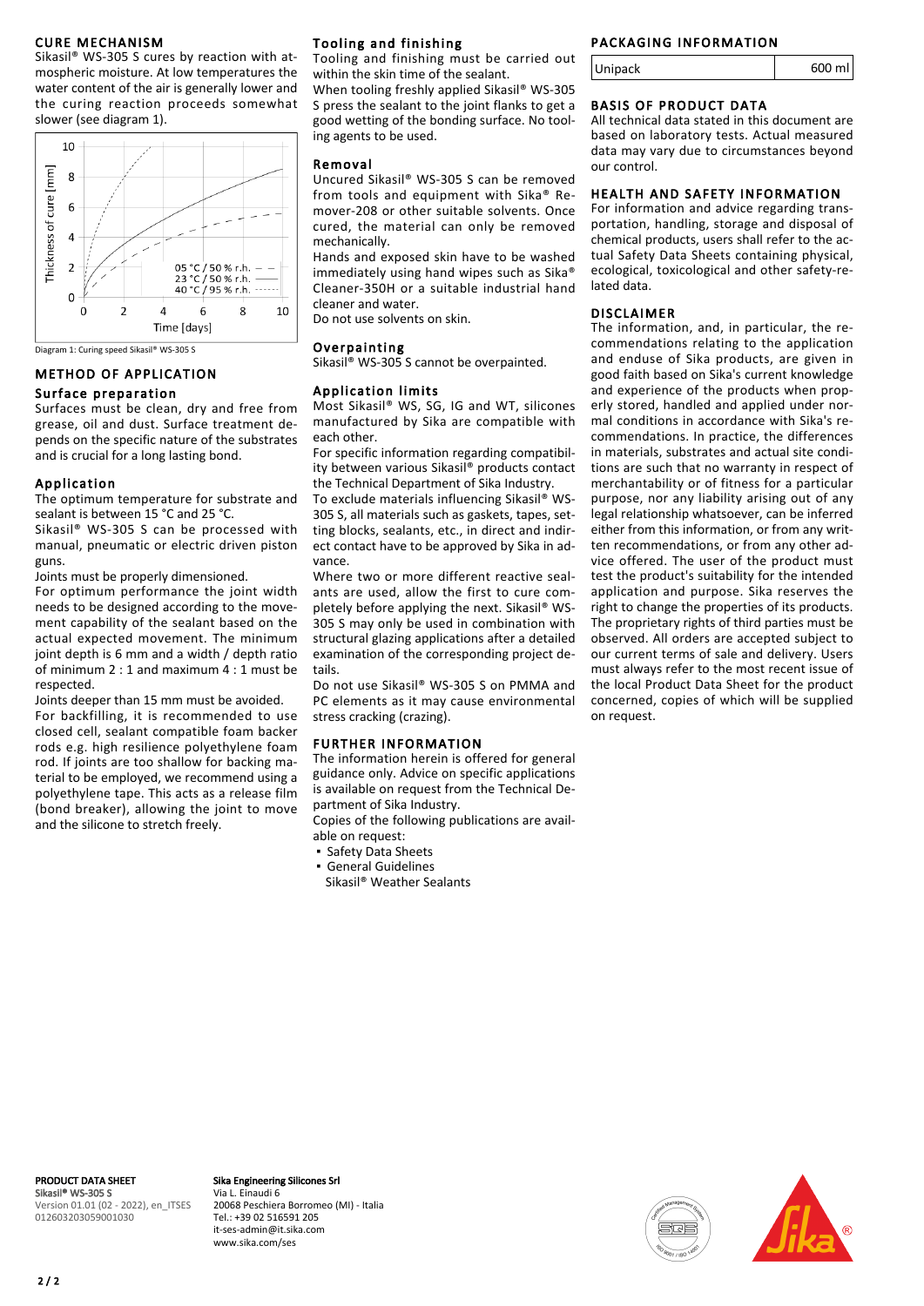## CURE MECHANISM

Sikasil® WS-305 S cures by reaction with atmospheric moisture. At low temperatures the water content of the air is generally lower and the curing reaction proceeds somewhat slower (see diagram 1).

Thickness of cure [mm]
10
8
6
4
2
0
0 2 4 6 8 10
Time [days]
05 °C / 50 % r.h.
23 °C / 50 % r.h.
40 °C / 95 % r.h.

Diagram 1: Curing speed Sikasil® WS-305 S

## METHOD OF APPLICATION

### Surface preparation

Surfaces must be clean, dry and free from grease, oil and dust. Surface treatment depends on the specific nature of the substrates and is crucial for a long lasting bond.

### Application

The optimum temperature for substrate and sealant is between 15 °C and 25 °C.

Sikasil® WS-305 S can be processed with manual, pneumatic or electric driven piston guns.

Joints must be properly dimensioned.

For optimum performance the joint width needs to be designed according to the movement capability of the sealant based on the actual expected movement. The minimum joint depth is 6 mm and a width / depth ratio of minimum 2 : 1 and maximum 4 : 1 must be respected.

Joints deeper than 15 mm must be avoided.

For backfilling, it is recommended to use closed cell, sealant compatible foam backer rods e.g. high resilience polyethylene foam rod. If joints are too shallow for backing material to be employed, we recommend using a polyethylene tape. This acts as a release film (bond breaker), allowing the joint to move and the silicone to stretch freely.

### Tooling and finishing

Tooling and finishing must be carried out within the skin time of the sealant.

When tooling freshly applied Sikasil® WS-305 S press the sealant to the joint flanks to get a good wetting of the bonding surface. No tooling agents to be used.

### Removal

Uncured Sikasil® WS-305 S can be removed from tools and equipment with Sika® Remover-208 or other suitable solvents. Once cured, the material can only be removed mechanically.

Hands and exposed skin have to be washed immediately using hand wipes such as Sika® Cleaner-350H or a suitable industrial hand cleaner and water.

Do not use solvents on skin.

### Overpainting

Sikasil® WS-305 S cannot be overpainted.

### Application limits

Most Sikasil® WS, SG, IG and WT, silicones manufactured by Sika are compatible with each other.

For specific information regarding compatibility between various Sikasil® products contact the Technical Department of Sika Industry.

To exclude materials influencing Sikasil® WS-305 S, all materials such as gaskets, tapes, setting blocks, sealants, etc., in direct and indirect contact have to be approved by Sika in advance.

Where two or more different reactive sealants are used, allow the first to cure completely before applying the next. Sikasil® WS-305 S may only be used in combination with structural glazing applications after a detailed examination of the corresponding project details.

Do not use Sikasil® WS-305 S on PMMA and PC elements as it may cause environmental stress cracking (crazing).

## FURTHER INFORMATION

The information herein is offered for general guidance only. Advice on specific applications is available on request from the Technical Department of Sika Industry.

Copies of the following publications are available on request:

- Safety Data Sheets
- General Guidelines Sikasil® Weather Sealants

## PACKAGING INFORMATION

| | |
|---|---|
| Unipack | 600 ml |

## BASIS OF PRODUCT DATA

All technical data stated in this document are based on laboratory tests. Actual measured data may vary due to circumstances beyond our control.

## HEALTH AND SAFETY INFORMATION

For information and advice regarding transportation, handling, storage and disposal of chemical products, users shall refer to the actual Safety Data Sheets containing physical, ecological, toxicological and other safety-related data.

## DISCLAIMER

The information, and, in particular, the recommendations relating to the application and enduse of Sika products, are given in good faith based on Sika's current knowledge and experience of the products when properly stored, handled and applied under normal conditions in accordance with Sika's recommendations. In practice, the differences in materials, substrates and actual site conditions are such that no warranty in respect of merchantability or of fitness for a particular purpose, nor any liability arising out of any legal relationship whatsoever, can be inferred either from this information, or from any written recommendations, or from any other advice offered. The user of the product must test the product's suitability for the intended application and purpose. Sika reserves the right to change the properties of its products. The proprietary rights of third parties must be observed. All orders are accepted subject to our current terms of sale and delivery. Users must always refer to the most recent issue of the local Product Data Sheet for the product concerned, copies of which will be supplied on request.

**PRODUCT DATA SHEET**
**Sikasil® WS-305 S**
Version 01.01 (02 - 2022), en_ITSES
012603203059001030

**Sika Engineering Silicones Srl**
Via L. Einaudi 6
20068 Peschiera Borromeo (MI) - Italia
Tel.: +39 02 516591 205
it-ses-admin@it.sika.com
www.sika.com/ses